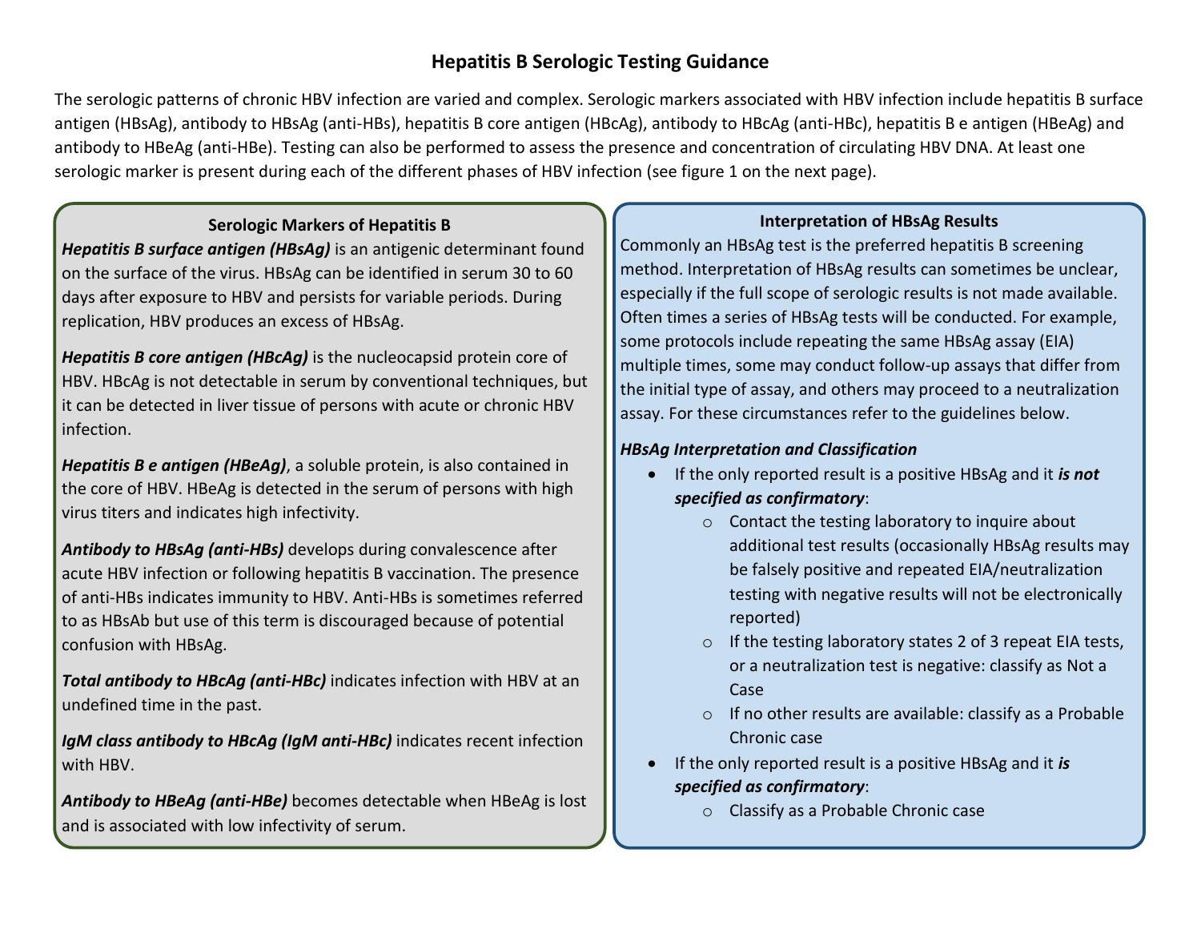# Hepatitis B Serologic Testing Guidance

The serologic patterns of chronic HBV infection are varied and complex. Serologic markers associated with HBV infection include hepatitis B surface antigen (HBsAg), antibody to HBsAg (anti-HBs), hepatitis B core antigen (HBcAg), antibody to HBcAg (anti-HBc), hepatitis B e antigen (HBeAg) and antibody to HBeAg (anti-HBe). Testing can also be performed to assess the presence and concentration of circulating HBV DNA. At least one serologic marker is present during each of the different phases of HBV infection (see figure 1 on the next page).

## Serologic Markers of Hepatitis B

***Hepatitis B surface antigen (HBsAg)*** is an antigenic determinant found on the surface of the virus. HBsAg can be identified in serum 30 to 60 days after exposure to HBV and persists for variable periods. During replication, HBV produces an excess of HBsAg.

***Hepatitis B core antigen (HBcAg)*** is the nucleocapsid protein core of HBV. HBcAg is not detectable in serum by conventional techniques, but it can be detected in liver tissue of persons with acute or chronic HBV infection.

***Hepatitis B e antigen (HBeAg)***, a soluble protein, is also contained in the core of HBV. HBeAg is detected in the serum of persons with high virus titers and indicates high infectivity.

***Antibody to HBsAg (anti-HBs)*** develops during convalescence after acute HBV infection or following hepatitis B vaccination. The presence of anti-HBs indicates immunity to HBV. Anti-HBs is sometimes referred to as HBsAb but use of this term is discouraged because of potential confusion with HBsAg.

***Total antibody to HBcAg (anti-HBc)*** indicates infection with HBV at an undefined time in the past.

***IgM class antibody to HBcAg (IgM anti-HBc)*** indicates recent infection with HBV.

***Antibody to HBeAg (anti-HBe)*** becomes detectable when HBeAg is lost and is associated with low infectivity of serum.

## Interpretation of HBsAg Results

Commonly an HBsAg test is the preferred hepatitis B screening method. Interpretation of HBsAg results can sometimes be unclear, especially if the full scope of serologic results is not made available. Often times a series of HBsAg tests will be conducted. For example, some protocols include repeating the same HBsAg assay (EIA) multiple times, some may conduct follow-up assays that differ from the initial type of assay, and others may proceed to a neutralization assay. For these circumstances refer to the guidelines below.

### *HBsAg Interpretation and Classification*

- If the only reported result is a positive HBsAg and it ***is not specified as confirmatory***:
  - Contact the testing laboratory to inquire about additional test results (occasionally HBsAg results may be falsely positive and repeated EIA/neutralization testing with negative results will not be electronically reported)
  - If the testing laboratory states 2 of 3 repeat EIA tests, or a neutralization test is negative: classify as Not a Case
  - If no other results are available: classify as a Probable Chronic case
- If the only reported result is a positive HBsAg and it ***is specified as confirmatory***:
  - Classify as a Probable Chronic case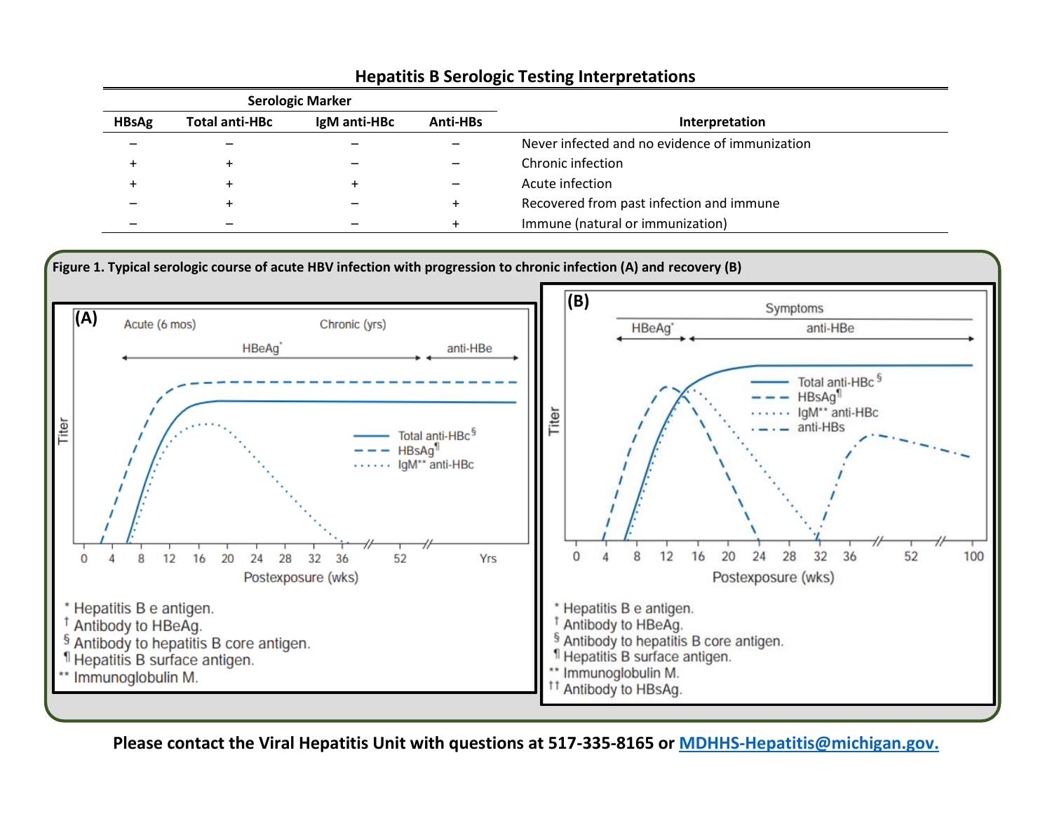## Hepatitis B Serologic Testing Interpretations

| Serologic Marker | | | | |
|---|---|---|---|---|
| **HBsAg** | **Total anti-HBc** | **IgM anti-HBc** | **Anti-HBs** | **Interpretation** |
| – | – | – | – | Never infected and no evidence of immunization |
| + | + | – | – | Chronic infection |
| + | + | + | – | Acute infection |
| – | + | – | + | Recovered from past infection and immune |
| – | – | – | + | Immune (natural or immunization) |

**Figure 1. Typical serologic course of acute HBV infection with progression to chronic infection (A) and recovery (B)**

**(A)**

Acute (6 mos)
Chronic (yrs)
HBeAg*
anti-HBe
Titer
Total anti-HBc§
HBsAg¶
IgM** anti-HBc
0 4 8 12 16 20 24 28 32 36 52 Yrs
Postexposure (wks)

\* Hepatitis B e antigen.
† Antibody to HBeAg.
§ Antibody to hepatitis B core antigen.
¶ Hepatitis B surface antigen.
\** Immunoglobulin M.

**(B)**

Symptoms
HBeAg*
anti-HBe
Titer
Total anti-HBc§
HBsAg¶
IgM** anti-HBc
anti-HBs
0 4 8 12 16 20 24 28 32 36 52 100
Postexposure (wks)

\* Hepatitis B e antigen.
† Antibody to HBeAg.
§ Antibody to hepatitis B core antigen.
¶ Hepatitis B surface antigen.
\** Immunoglobulin M.
†† Antibody to HBsAg.

**Please contact the Viral Hepatitis Unit with questions at 517-335-8165 or [MDHHS-Hepatitis@michigan.gov.](mailto:MDHHS-Hepatitis@michigan.gov)**